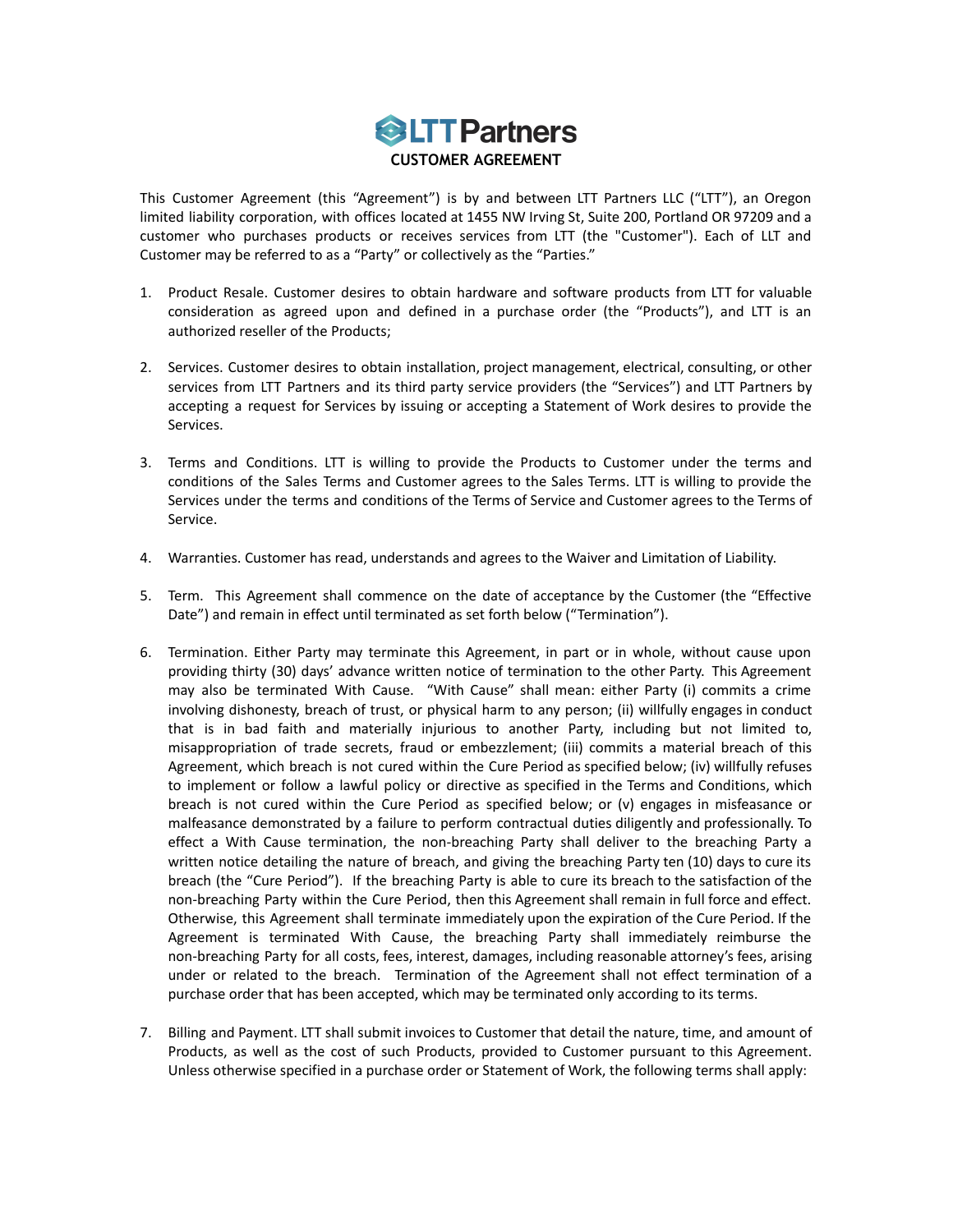# LTT Partners

## CUSTOMER AGREEMENT

This Customer Agreement (this "Agreement") is by and between LTT Partners LLC ("LTT"), an Oregon limited liability corporation, with offices located at 1455 NW Irving St, Suite 200, Portland OR 97209 and a customer who purchases products or receives services from LTT (the "Customer"). Each of LLT and Customer may be referred to as a "Party" or collectively as the "Parties."

1. Product Resale. Customer desires to obtain hardware and software products from LTT for valuable consideration as agreed upon and defined in a purchase order (the "Products"), and LTT is an authorized reseller of the Products;

2. Services. Customer desires to obtain installation, project management, electrical, consulting, or other services from LTT Partners and its third party service providers (the "Services") and LTT Partners by accepting a request for Services by issuing or accepting a Statement of Work desires to provide the Services.

3. Terms and Conditions. LTT is willing to provide the Products to Customer under the terms and conditions of the Sales Terms and Customer agrees to the Sales Terms. LTT is willing to provide the Services under the terms and conditions of the Terms of Service and Customer agrees to the Terms of Service.

4. Warranties. Customer has read, understands and agrees to the Waiver and Limitation of Liability.

5. Term. This Agreement shall commence on the date of acceptance by the Customer (the "Effective Date") and remain in effect until terminated as set forth below ("Termination").

6. Termination. Either Party may terminate this Agreement, in part or in whole, without cause upon providing thirty (30) days' advance written notice of termination to the other Party. This Agreement may also be terminated With Cause. "With Cause" shall mean: either Party (i) commits a crime involving dishonesty, breach of trust, or physical harm to any person; (ii) willfully engages in conduct that is in bad faith and materially injurious to another Party, including but not limited to, misappropriation of trade secrets, fraud or embezzlement; (iii) commits a material breach of this Agreement, which breach is not cured within the Cure Period as specified below; (iv) willfully refuses to implement or follow a lawful policy or directive as specified in the Terms and Conditions, which breach is not cured within the Cure Period as specified below; or (v) engages in misfeasance or malfeasance demonstrated by a failure to perform contractual duties diligently and professionally. To effect a With Cause termination, the non-breaching Party shall deliver to the breaching Party a written notice detailing the nature of breach, and giving the breaching Party ten (10) days to cure its breach (the "Cure Period"). If the breaching Party is able to cure its breach to the satisfaction of the non-breaching Party within the Cure Period, then this Agreement shall remain in full force and effect. Otherwise, this Agreement shall terminate immediately upon the expiration of the Cure Period. If the Agreement is terminated With Cause, the breaching Party shall immediately reimburse the non-breaching Party for all costs, fees, interest, damages, including reasonable attorney's fees, arising under or related to the breach. Termination of the Agreement shall not effect termination of a purchase order that has been accepted, which may be terminated only according to its terms.

7. Billing and Payment. LTT shall submit invoices to Customer that detail the nature, time, and amount of Products, as well as the cost of such Products, provided to Customer pursuant to this Agreement. Unless otherwise specified in a purchase order or Statement of Work, the following terms shall apply: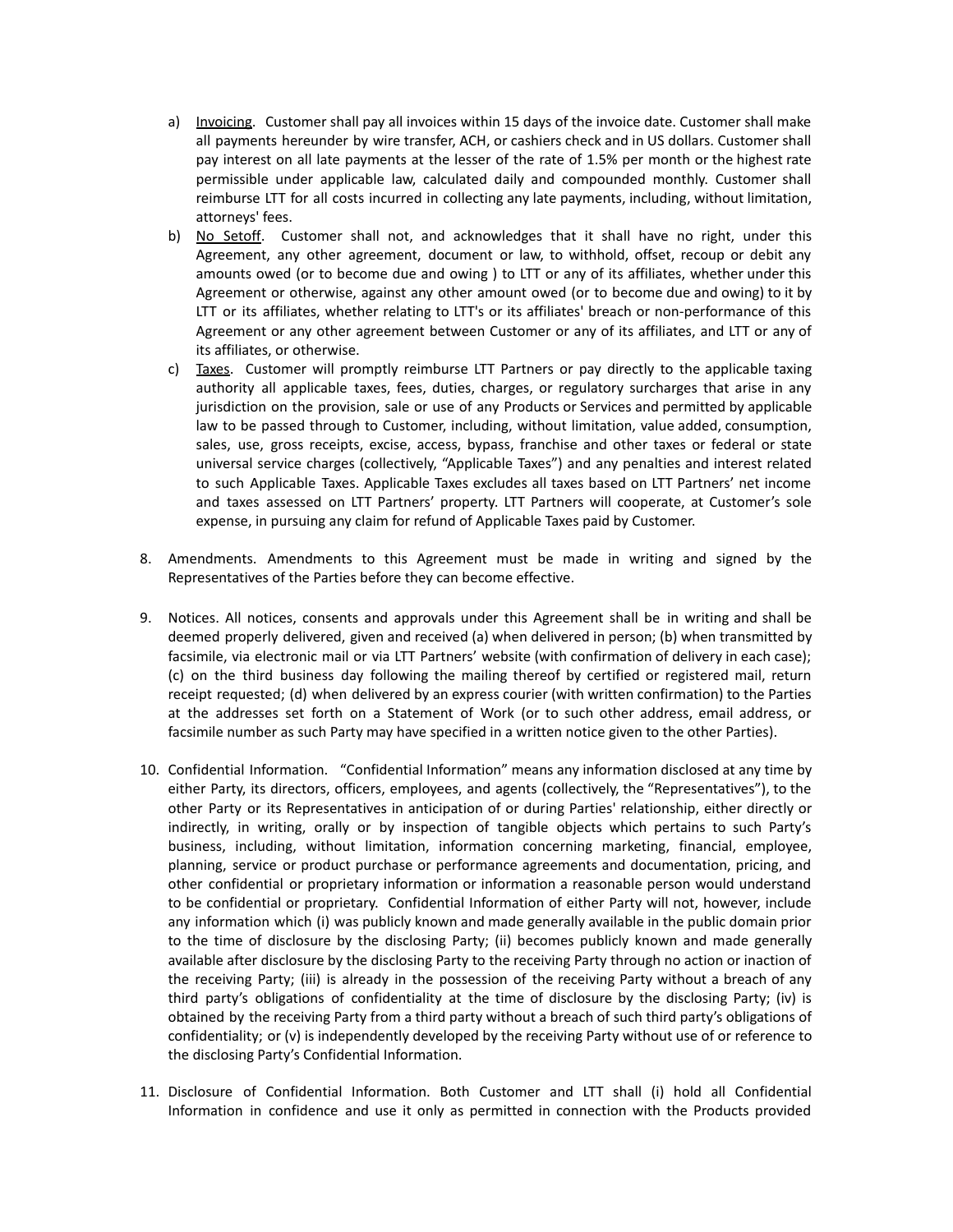a) <u>Invoicing</u>. Customer shall pay all invoices within 15 days of the invoice date. Customer shall make all payments hereunder by wire transfer, ACH, or cashiers check and in US dollars. Customer shall pay interest on all late payments at the lesser of the rate of 1.5% per month or the highest rate permissible under applicable law, calculated daily and compounded monthly. Customer shall reimburse LTT for all costs incurred in collecting any late payments, including, without limitation, attorneys' fees.

b) <u>No Setoff</u>. Customer shall not, and acknowledges that it shall have no right, under this Agreement, any other agreement, document or law, to withhold, offset, recoup or debit any amounts owed (or to become due and owing ) to LTT or any of its affiliates, whether under this Agreement or otherwise, against any other amount owed (or to become due and owing) to it by LTT or its affiliates, whether relating to LTT's or its affiliates' breach or non-performance of this Agreement or any other agreement between Customer or any of its affiliates, and LTT or any of its affiliates, or otherwise.

c) <u>Taxes</u>. Customer will promptly reimburse LTT Partners or pay directly to the applicable taxing authority all applicable taxes, fees, duties, charges, or regulatory surcharges that arise in any jurisdiction on the provision, sale or use of any Products or Services and permitted by applicable law to be passed through to Customer, including, without limitation, value added, consumption, sales, use, gross receipts, excise, access, bypass, franchise and other taxes or federal or state universal service charges (collectively, "Applicable Taxes") and any penalties and interest related to such Applicable Taxes. Applicable Taxes excludes all taxes based on LTT Partners' net income and taxes assessed on LTT Partners' property. LTT Partners will cooperate, at Customer's sole expense, in pursuing any claim for refund of Applicable Taxes paid by Customer.

8. Amendments. Amendments to this Agreement must be made in writing and signed by the Representatives of the Parties before they can become effective.

9. Notices. All notices, consents and approvals under this Agreement shall be in writing and shall be deemed properly delivered, given and received (a) when delivered in person; (b) when transmitted by facsimile, via electronic mail or via LTT Partners' website (with confirmation of delivery in each case); (c) on the third business day following the mailing thereof by certified or registered mail, return receipt requested; (d) when delivered by an express courier (with written confirmation) to the Parties at the addresses set forth on a Statement of Work (or to such other address, email address, or facsimile number as such Party may have specified in a written notice given to the other Parties).

10. Confidential Information. "Confidential Information" means any information disclosed at any time by either Party, its directors, officers, employees, and agents (collectively, the "Representatives"), to the other Party or its Representatives in anticipation of or during Parties' relationship, either directly or indirectly, in writing, orally or by inspection of tangible objects which pertains to such Party's business, including, without limitation, information concerning marketing, financial, employee, planning, service or product purchase or performance agreements and documentation, pricing, and other confidential or proprietary information or information a reasonable person would understand to be confidential or proprietary. Confidential Information of either Party will not, however, include any information which (i) was publicly known and made generally available in the public domain prior to the time of disclosure by the disclosing Party; (ii) becomes publicly known and made generally available after disclosure by the disclosing Party to the receiving Party through no action or inaction of the receiving Party; (iii) is already in the possession of the receiving Party without a breach of any third party's obligations of confidentiality at the time of disclosure by the disclosing Party; (iv) is obtained by the receiving Party from a third party without a breach of such third party's obligations of confidentiality; or (v) is independently developed by the receiving Party without use of or reference to the disclosing Party's Confidential Information.

11. Disclosure of Confidential Information. Both Customer and LTT shall (i) hold all Confidential Information in confidence and use it only as permitted in connection with the Products provided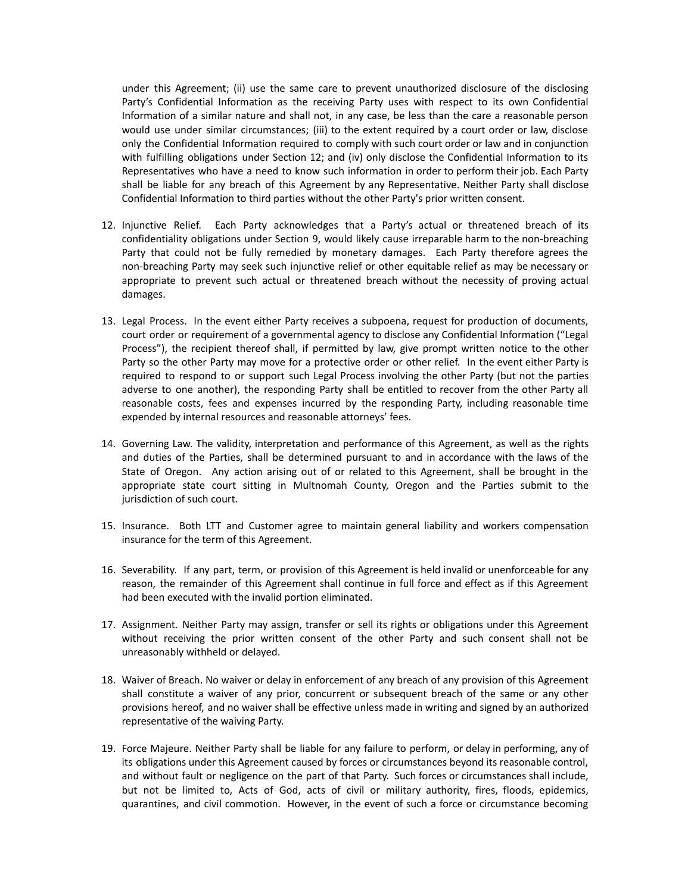under this Agreement; (ii) use the same care to prevent unauthorized disclosure of the disclosing Party's Confidential Information as the receiving Party uses with respect to its own Confidential Information of a similar nature and shall not, in any case, be less than the care a reasonable person would use under similar circumstances; (iii) to the extent required by a court order or law, disclose only the Confidential Information required to comply with such court order or law and in conjunction with fulfilling obligations under Section 12; and (iv) only disclose the Confidential Information to its Representatives who have a need to know such information in order to perform their job. Each Party shall be liable for any breach of this Agreement by any Representative. Neither Party shall disclose Confidential Information to third parties without the other Party's prior written consent.

12. Injunctive Relief. Each Party acknowledges that a Party's actual or threatened breach of its confidentiality obligations under Section 9, would likely cause irreparable harm to the non-breaching Party that could not be fully remedied by monetary damages. Each Party therefore agrees the non-breaching Party may seek such injunctive relief or other equitable relief as may be necessary or appropriate to prevent such actual or threatened breach without the necessity of proving actual damages.

13. Legal Process. In the event either Party receives a subpoena, request for production of documents, court order or requirement of a governmental agency to disclose any Confidential Information ("Legal Process"), the recipient thereof shall, if permitted by law, give prompt written notice to the other Party so the other Party may move for a protective order or other relief. In the event either Party is required to respond to or support such Legal Process involving the other Party (but not the parties adverse to one another), the responding Party shall be entitled to recover from the other Party all reasonable costs, fees and expenses incurred by the responding Party, including reasonable time expended by internal resources and reasonable attorneys' fees.

14. Governing Law. The validity, interpretation and performance of this Agreement, as well as the rights and duties of the Parties, shall be determined pursuant to and in accordance with the laws of the State of Oregon. Any action arising out of or related to this Agreement, shall be brought in the appropriate state court sitting in Multnomah County, Oregon and the Parties submit to the jurisdiction of such court.

15. Insurance. Both LTT and Customer agree to maintain general liability and workers compensation insurance for the term of this Agreement.

16. Severability. If any part, term, or provision of this Agreement is held invalid or unenforceable for any reason, the remainder of this Agreement shall continue in full force and effect as if this Agreement had been executed with the invalid portion eliminated.

17. Assignment. Neither Party may assign, transfer or sell its rights or obligations under this Agreement without receiving the prior written consent of the other Party and such consent shall not be unreasonably withheld or delayed.

18. Waiver of Breach. No waiver or delay in enforcement of any breach of any provision of this Agreement shall constitute a waiver of any prior, concurrent or subsequent breach of the same or any other provisions hereof, and no waiver shall be effective unless made in writing and signed by an authorized representative of the waiving Party.

19. Force Majeure. Neither Party shall be liable for any failure to perform, or delay in performing, any of its obligations under this Agreement caused by forces or circumstances beyond its reasonable control, and without fault or negligence on the part of that Party. Such forces or circumstances shall include, but not be limited to, Acts of God, acts of civil or military authority, fires, floods, epidemics, quarantines, and civil commotion. However, in the event of such a force or circumstance becoming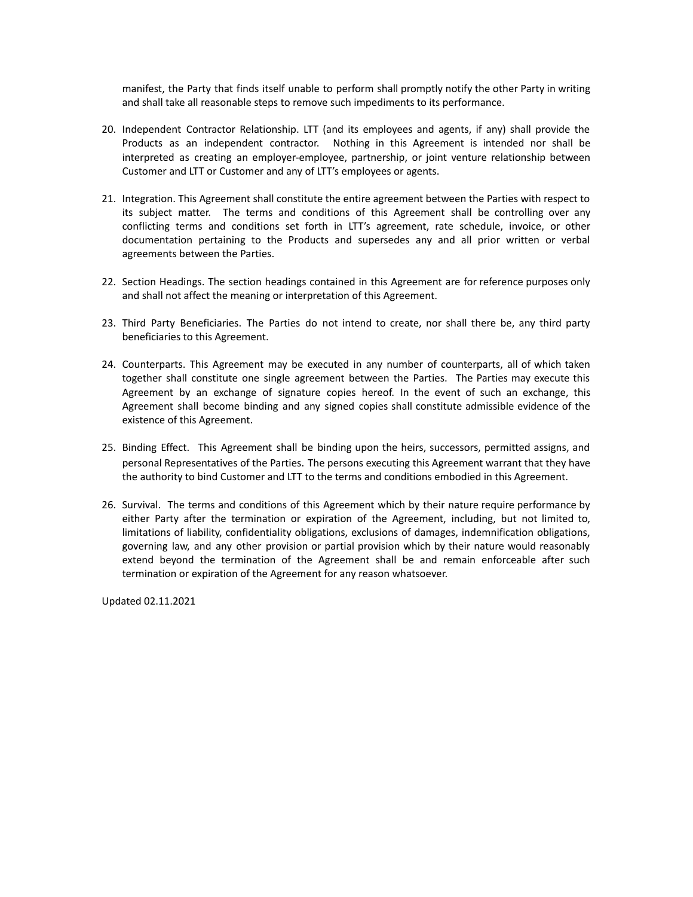manifest, the Party that finds itself unable to perform shall promptly notify the other Party in writing and shall take all reasonable steps to remove such impediments to its performance.

20. Independent Contractor Relationship. LTT (and its employees and agents, if any) shall provide the Products as an independent contractor. Nothing in this Agreement is intended nor shall be interpreted as creating an employer-employee, partnership, or joint venture relationship between Customer and LTT or Customer and any of LTT's employees or agents.

21. Integration. This Agreement shall constitute the entire agreement between the Parties with respect to its subject matter. The terms and conditions of this Agreement shall be controlling over any conflicting terms and conditions set forth in LTT's agreement, rate schedule, invoice, or other documentation pertaining to the Products and supersedes any and all prior written or verbal agreements between the Parties.

22. Section Headings. The section headings contained in this Agreement are for reference purposes only and shall not affect the meaning or interpretation of this Agreement.

23. Third Party Beneficiaries. The Parties do not intend to create, nor shall there be, any third party beneficiaries to this Agreement.

24. Counterparts. This Agreement may be executed in any number of counterparts, all of which taken together shall constitute one single agreement between the Parties. The Parties may execute this Agreement by an exchange of signature copies hereof. In the event of such an exchange, this Agreement shall become binding and any signed copies shall constitute admissible evidence of the existence of this Agreement.

25. Binding Effect. This Agreement shall be binding upon the heirs, successors, permitted assigns, and personal Representatives of the Parties. The persons executing this Agreement warrant that they have the authority to bind Customer and LTT to the terms and conditions embodied in this Agreement.

26. Survival. The terms and conditions of this Agreement which by their nature require performance by either Party after the termination or expiration of the Agreement, including, but not limited to, limitations of liability, confidentiality obligations, exclusions of damages, indemnification obligations, governing law, and any other provision or partial provision which by their nature would reasonably extend beyond the termination of the Agreement shall be and remain enforceable after such termination or expiration of the Agreement for any reason whatsoever.

Updated 02.11.2021